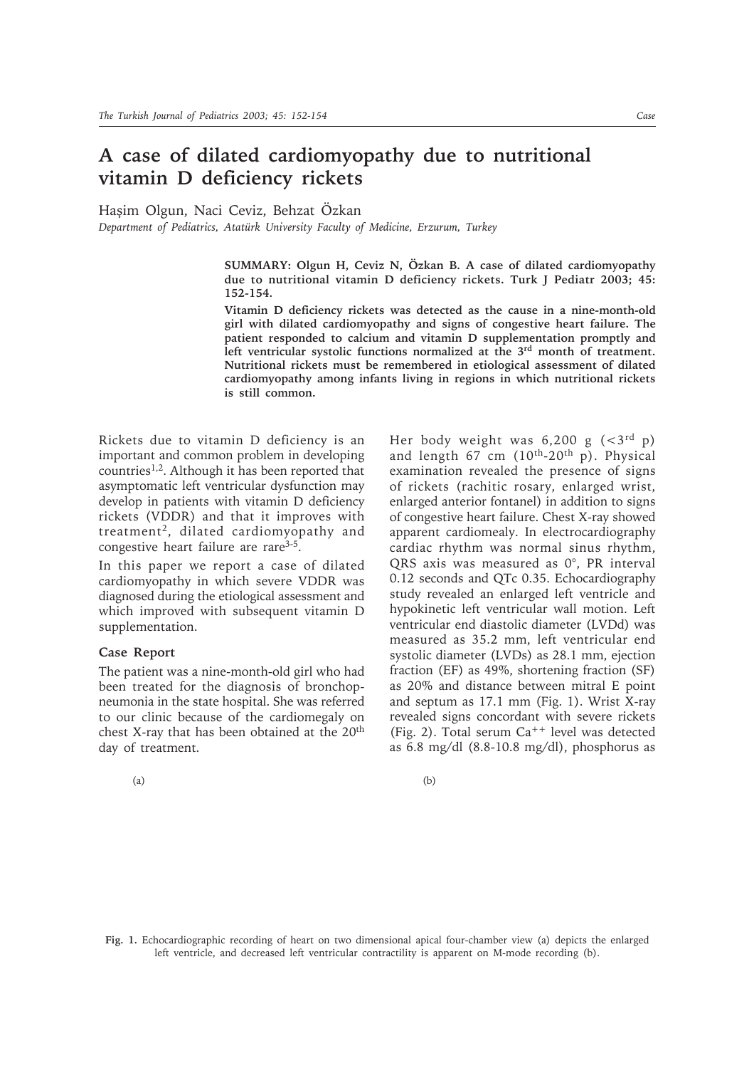*Case*

# A case of dilated cardiomyopathy due to nutritional vitamin D deficiency rickets

Haşim Olgun, Naci Ceviz, Behzat Özkan

*Department of Pediatrics, Atatürk University Faculty of Medicine, Erzurum, Turkey*

**SUMMARY: Olgun H, Ceviz N, Özkan B. A case of dilated cardiomyopathy due to nutritional vitamin D deficiency rickets. Turk J Pediatr 2003; 45: 152-154.**

**Vitamin D deficiency rickets was detected as the cause in a nine-month-old girl with dilated cardiomyopathy and signs of congestive heart failure. The patient responded to calcium and vitamin D supplementation promptly and left ventricular systolic functions normalized at the 3rd month of treatment. Nutritional rickets must be remembered in etiological assessment of dilated cardiomyopathy among infants living in regions in which nutritional rickets is still common.**

Rickets due to vitamin D deficiency is an important and common problem in developing countries[1,2]. Although it has been reported that asymptomatic left ventricular dysfunction may develop in patients with vitamin D deficiency rickets (VDDR) and that it improves with treatment[2], dilated cardiomyopathy and congestive heart failure are rare[3-5].

In this paper we report a case of dilated cardiomyopathy in which severe VDDR was diagnosed during the etiological assessment and which improved with subsequent vitamin D supplementation.

## Case Report

The patient was a nine-month-old girl who had been treated for the diagnosis of bronchopneumonia in the state hospital. She was referred to our clinic because of the cardiomegaly on chest X-ray that has been obtained at the 20th day of treatment.

Her body weight was 6,200 g (<3rd p) and length 67 cm (10th-20th p). Physical examination revealed the presence of signs of rickets (rachitic rosary, enlarged wrist, enlarged anterior fontanel) in addition to signs of congestive heart failure. Chest X-ray showed apparent cardiomealy. In electrocardiography cardiac rhythm was normal sinus rhythm, QRS axis was measured as 0°, PR interval 0.12 seconds and QTc 0.35. Echocardiography study revealed an enlarged left ventricle and hypokinetic left ventricular wall motion. Left ventricular end diastolic diameter (LVDd) was measured as 35.2 mm, left ventricular end systolic diameter (LVDs) as 28.1 mm, ejection fraction (EF) as 49%, shortening fraction (SF) as 20% and distance between mitral E point and septum as 17.1 mm (Fig. 1). Wrist X-ray revealed signs concordant with severe rickets (Fig. 2). Total serum $Ca^{++}$ level was detected as 6.8 mg/dl (8.8-10.8 mg/dl), phosphorus as

(a)

(b)

**Fig. 1.** Echocardiographic recording of heart on two dimensional apical four-chamber view (a) depicts the enlarged left ventricle, and decreased left ventricular contractility is apparent on M-mode recording (b).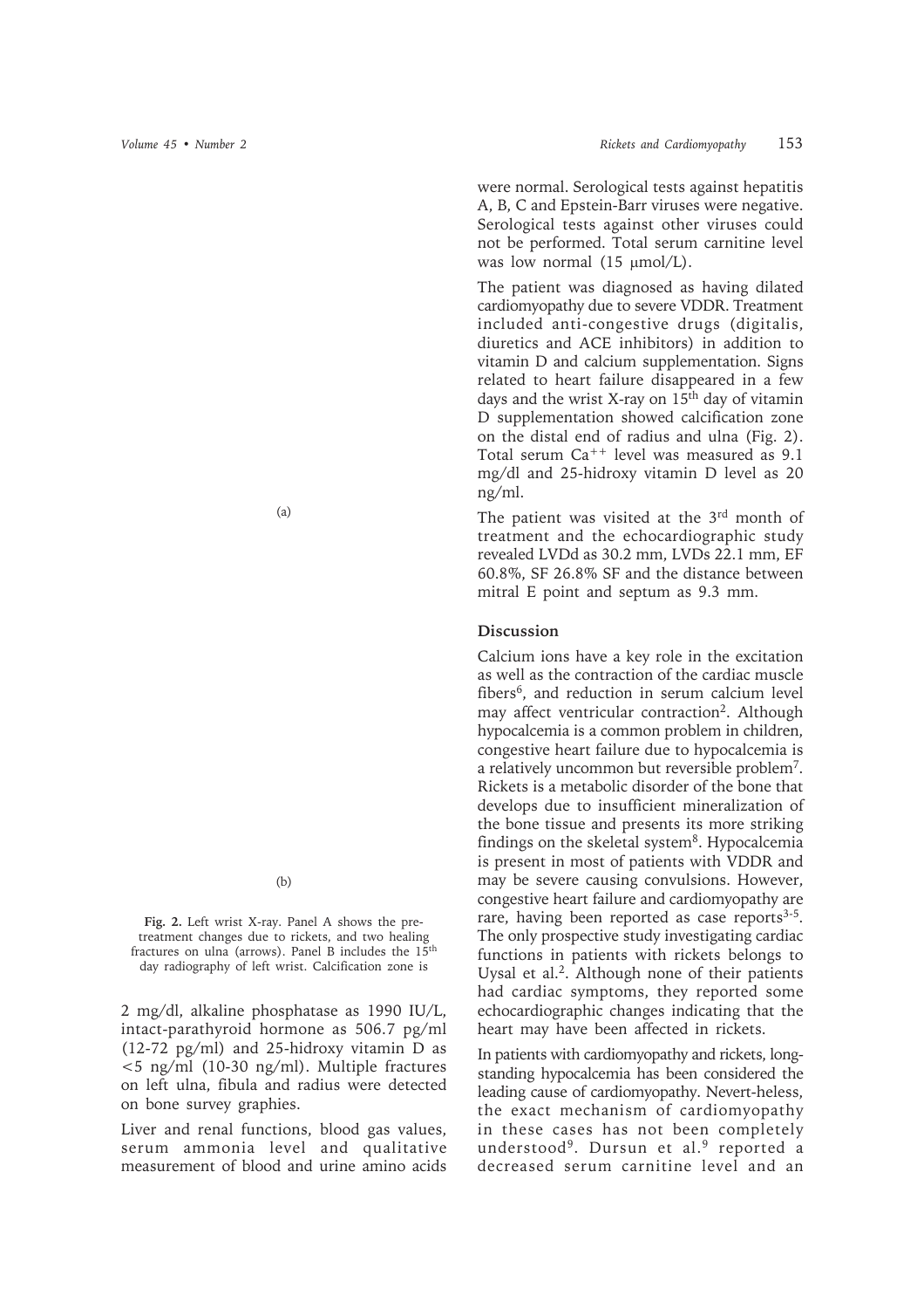(a)

(b)

**Fig. 2.** Left wrist X-ray. Panel A shows the pre-treatment changes due to rickets, and two healing fractures on ulna (arrows). Panel B includes the 15[th] day radiography of left wrist. Calcification zone is

2 mg/dl, alkaline phosphatase as 1990 IU/L, intact-parathyroid hormone as 506.7 pg/ml (12-72 pg/ml) and 25-hidroxy vitamin D as <5 ng/ml (10-30 ng/ml). Multiple fractures on left ulna, fibula and radius were detected on bone survey graphies.

Liver and renal functions, blood gas values, serum ammonia level and qualitative measurement of blood and urine amino acids were normal. Serological tests against hepatitis A, B, C and Epstein-Barr viruses were negative. Serological tests against other viruses could not be performed. Total serum carnitine level was low normal (15 μmol/L).

The patient was diagnosed as having dilated cardiomyopathy due to severe VDDR. Treatment included anti-congestive drugs (digitalis, diuretics and ACE inhibitors) in addition to vitamin D and calcium supplementation. Signs related to heart failure disappeared in a few days and the wrist X-ray on 15[th] day of vitamin D supplementation showed calcification zone on the distal end of radius and ulna (Fig. 2). Total serum $Ca^{++}$ level was measured as 9.1 mg/dl and 25-hidroxy vitamin D level as 20 ng/ml.

The patient was visited at the 3[rd] month of treatment and the echocardiographic study revealed LVDd as 30.2 mm, LVDs 22.1 mm, EF 60.8%, SF 26.8% SF and the distance between mitral E point and septum as 9.3 mm.

## Discussion

Calcium ions have a key role in the excitation as well as the contraction of the cardiac muscle fibers[6], and reduction in serum calcium level may affect ventricular contraction[2]. Although hypocalcemia is a common problem in children, congestive heart failure due to hypocalcemia is a relatively uncommon but reversible problem[7]. Rickets is a metabolic disorder of the bone that develops due to insufficient mineralization of the bone tissue and presents its more striking findings on the skeletal system[8]. Hypocalcemia is present in most of patients with VDDR and may be severe causing convulsions. However, congestive heart failure and cardiomyopathy are rare, having been reported as case reports[3-5]. The only prospective study investigating cardiac functions in patients with rickets belongs to Uysal et al.[2]. Although none of their patients had cardiac symptoms, they reported some echocardiographic changes indicating that the heart may have been affected in rickets.

In patients with cardiomyopathy and rickets, long-standing hypocalcemia has been considered the leading cause of cardiomyopathy. Nevert-heless, the exact mechanism of cardiomyopathy in these cases has not been completely understood[9]. Dursun et al.[9] reported a decreased serum carnitine level and an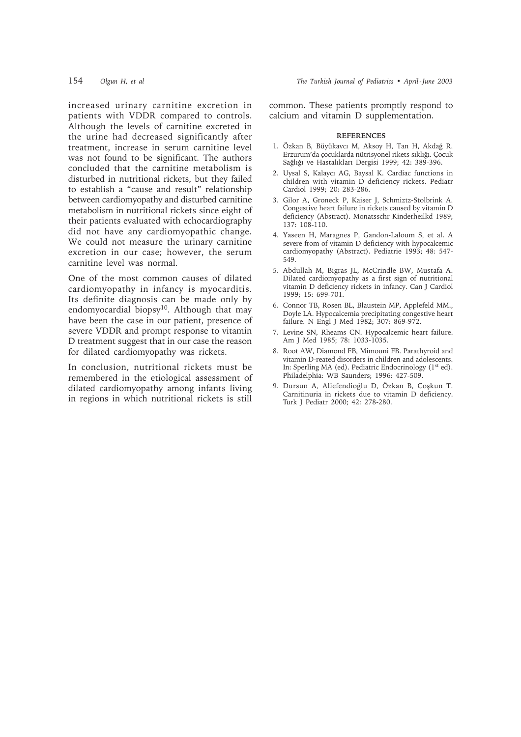increased urinary carnitine excretion in patients with VDDR compared to controls. Although the levels of carnitine excreted in the urine had decreased significantly after treatment, increase in serum carnitine level was not found to be significant. The authors concluded that the carnitine metabolism is disturbed in nutritional rickets, but they failed to establish a "cause and result" relationship between cardiomyopathy and disturbed carnitine metabolism in nutritional rickets since eight of their patients evaluated with echocardiography did not have any cardiomyopathic change. We could not measure the urinary carnitine excretion in our case; however, the serum carnitine level was normal.

One of the most common causes of dilated cardiomyopathy in infancy is myocarditis. Its definite diagnosis can be made only by endomyocardial biopsy[10]. Although that may have been the case in our patient, presence of severe VDDR and prompt response to vitamin D treatment suggest that in our case the reason for dilated cardiomyopathy was rickets.

In conclusion, nutritional rickets must be remembered in the etiological assessment of dilated cardiomyopathy among infants living in regions in which nutritional rickets is still common. These patients promptly respond to calcium and vitamin D supplementation.

## REFERENCES

1. Özkan B, Büyükavcı M, Aksoy H, Tan H, Akdağ R. Erzurum'da çocuklarda nütrisyonel rikets sıklığı. Çocuk Sağlığı ve Hastalıkları Dergisi 1999; 42: 389-396.
2. Uysal S, Kalaycı AG, Baysal K. Cardiac functions in children with vitamin D deficiency rickets. Pediatr Cardiol 1999; 20: 283-286.
3. Gilor A, Groneck P, Kaiser J, Schmiztz-Stolbrink A. Congestive heart failure in rickets caused by vitamin D deficiency (Abstract). Monatsschr Kinderheilkd 1989; 137: 108-110.
4. Yaseen H, Maragnes P, Gandon-Laloum S, et al. A severe from of vitamin D deficiency with hypocalcemic cardiomyopathy (Abstract). Pediatrie 1993; 48: 547-549.
5. Abdullah M, Bigras JL, McCrindle BW, Mustafa A. Dilated cardiomyopathy as a first sign of nutritional vitamin D deficiency rickets in infancy. Can J Cardiol 1999; 15: 699-701.
6. Connor TB, Rosen BL, Blaustein MP, Applefeld MM., Doyle LA. Hypocalcemia precipitating congestive heart failure. N Engl J Med 1982; 307: 869-972.
7. Levine SN, Rheams CN. Hypocalcemic heart failure. Am J Med 1985; 78: 1033-1035.
8. Root AW, Diamond FB, Mimouni FB. Parathyroid and vitamin D-reated disorders in children and adolescents. In: Sperling MA (ed). Pediatric Endocrinology (1st ed). Philadelphia: WB Saunders; 1996: 427-509.
9. Dursun A, Aliefendioğlu D, Özkan B, Coşkun T. Carnitinuria in rickets due to vitamin D deficiency. Turk J Pediatr 2000; 42: 278-280.